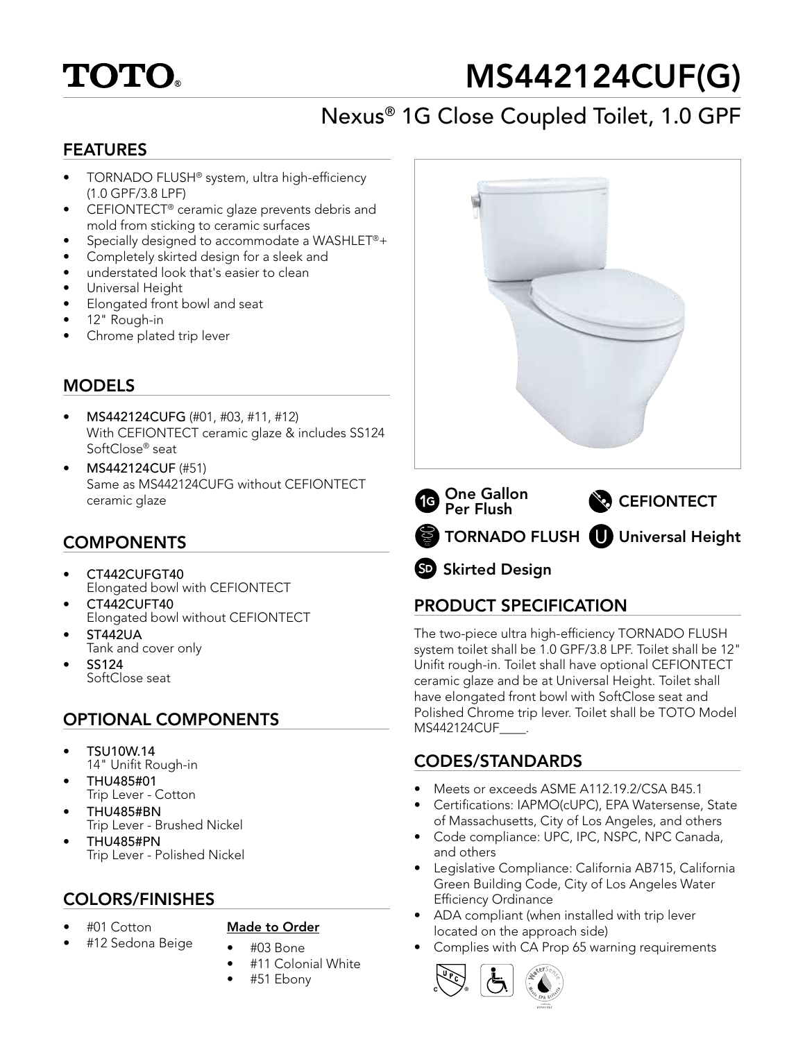# TOTO®

# MS442124CUF(G)

## Nexus® 1G Close Coupled Toilet, 1.0 GPF

## FEATURES

- TORNADO FLUSH® system, ultra high-efficiency (1.0 GPF/3.8 LPF)
- CEFIONTECT® ceramic glaze prevents debris and mold from sticking to ceramic surfaces
- Specially designed to accommodate a WASHLET®+
- Completely skirted design for a sleek and
- understated look that's easier to clean
- Universal Height
- Elongated front bowl and seat
- 12" Rough-in
- Chrome plated trip lever

## MODELS

- **MS442124CUFG** (#01, #03, #11, #12) With CEFIONTECT ceramic glaze & includes SS124 SoftClose® seat
- **MS442124CUF** (#51) Same as MS442124CUFG without CEFIONTECT ceramic glaze

## COMPONENTS

- CT442CUFGT40
  Elongated bowl with CEFIONTECT
- CT442CUFT40
  Elongated bowl without CEFIONTECT
- ST442UA
  Tank and cover only
- SS124
  SoftClose seat

## OPTIONAL COMPONENTS

- TSU10W.14
  14" Unifit Rough-in
- THU485#01
  Trip Lever - Cotton
- THU485#BN
  Trip Lever - Brushed Nickel
- THU485#PN
  Trip Lever - Polished Nickel

## COLORS/FINISHES

- #01 Cotton
- #12 Sedona Beige

**Made to Order**

- #03 Bone
- #11 Colonial White
- #51 Ebony

One Gallon Per Flush

CEFIONTECT

TORNADO FLUSH

Universal Height

Skirted Design

## PRODUCT SPECIFICATION

The two-piece ultra high-efficiency TORNADO FLUSH system toilet shall be 1.0 GPF/3.8 LPF. Toilet shall be 12" Unifit rough-in. Toilet shall have optional CEFIONTECT ceramic glaze and be at Universal Height. Toilet shall have elongated front bowl with SoftClose seat and Polished Chrome trip lever. Toilet shall be TOTO Model MS442124CUF____.

## CODES/STANDARDS

- Meets or exceeds ASME A112.19.2/CSA B45.1
- Certifications: IAPMO(cUPC), EPA Watersense, State of Massachusetts, City of Los Angeles, and others
- Code compliance: UPC, IPC, NSPC, NPC Canada, and others
- Legislative Compliance: California AB715, California Green Building Code, City of Los Angeles Water Efficiency Ordinance
- ADA compliant (when installed with trip lever located on the approach side)
- Complies with CA Prop 65 warning requirements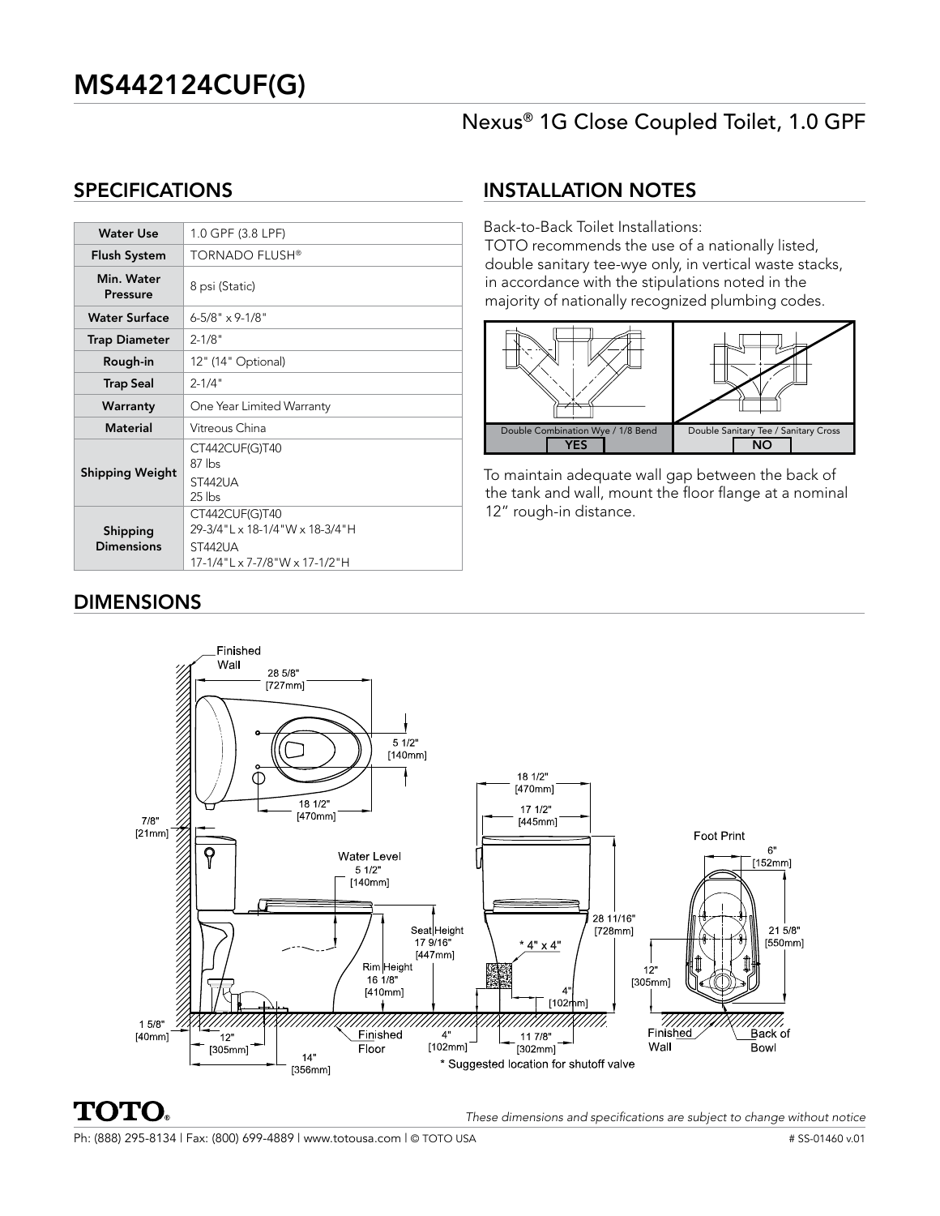# MS442124CUF(G)

## Nexus® 1G Close Coupled Toilet, 1.0 GPF

## SPECIFICATIONS

| | |
|---|---|
| **Water Use** | 1.0 GPF (3.8 LPF) |
| **Flush System** | TORNADO FLUSH® |
| **Min. Water Pressure** | 8 psi (Static) |
| **Water Surface** | 6-5/8" x 9-1/8" |
| **Trap Diameter** | 2-1/8" |
| **Rough-in** | 12" (14" Optional) |
| **Trap Seal** | 2-1/4" |
| **Warranty** | One Year Limited Warranty |
| **Material** | Vitreous China |
| **Shipping Weight** | CT442CUF(G)T40 87 lbs ST442UA 25 lbs |
| **Shipping Dimensions** | CT442CUF(G)T40 29-3/4"L x 18-1/4"W x 18-3/4"H ST442UA 17-1/4"L x 7-7/8"W x 17-1/2"H |

## INSTALLATION NOTES

Back-to-Back Toilet Installations:
TOTO recommends the use of a nationally listed, double sanitary tee-wye only, in vertical waste stacks, in accordance with the stipulations noted in the majority of nationally recognized plumbing codes.

Double Combination Wye / 1/8 Bend
YES

Double Sanitary Tee / Sanitary Cross
NO

To maintain adequate wall gap between the back of the tank and wall, mount the floor flange at a nominal 12" rough-in distance.

## DIMENSIONS

Finished Wall
28 5/8" [727mm]
5 1/2" [140mm]
18 1/2" [470mm]
7/8" [21mm]
Water Level
5 1/2" [140mm]
Seat Height 17 9/16" [447mm]
Rim Height 16 1/8" [410mm]
1 5/8" [40mm]
12" [305mm]
14" [356mm]
Finished Floor
18 1/2" [470mm]
17 1/2" [445mm]
28 11/16" [728mm]
* 4" x 4"
4" [102mm]
4" [102mm]
11 7/8" [302mm]
* Suggested location for shutoff valve
Foot Print
6" [152mm]
21 5/8" [550mm]
12" [305mm]
Finished Wall
Back of Bowl

*These dimensions and specifications are subject to change without notice*

Ph: (888) 295-8134 | Fax: (800) 699-4889 | www.totousa.com | © TOTO USA

# SS-01460 v.01